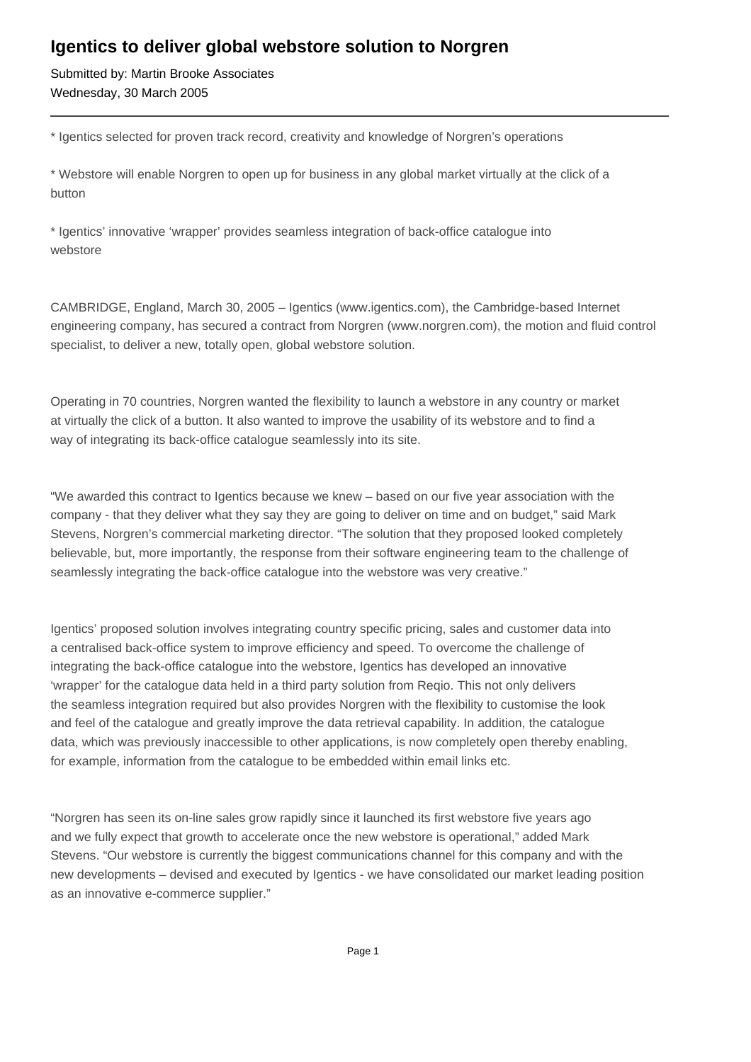# Igentics to deliver global webstore solution to Norgren

Submitted by: Martin Brooke Associates
Wednesday, 30 March 2005

---

* Igentics selected for proven track record, creativity and knowledge of Norgren's operations

* Webstore will enable Norgren to open up for business in any global market virtually at the click of a button

* Igentics' innovative 'wrapper' provides seamless integration of back-office catalogue into webstore

CAMBRIDGE, England, March 30, 2005 – Igentics (www.igentics.com), the Cambridge-based Internet engineering company, has secured a contract from Norgren (www.norgren.com), the motion and fluid control specialist, to deliver a new, totally open, global webstore solution.

Operating in 70 countries, Norgren wanted the flexibility to launch a webstore in any country or market at virtually the click of a button. It also wanted to improve the usability of its webstore and to find a way of integrating its back-office catalogue seamlessly into its site.

"We awarded this contract to Igentics because we knew – based on our five year association with the company - that they deliver what they say they are going to deliver on time and on budget," said Mark Stevens, Norgren's commercial marketing director. "The solution that they proposed looked completely believable, but, more importantly, the response from their software engineering team to the challenge of seamlessly integrating the back-office catalogue into the webstore was very creative."

Igentics' proposed solution involves integrating country specific pricing, sales and customer data into a centralised back-office system to improve efficiency and speed. To overcome the challenge of integrating the back-office catalogue into the webstore, Igentics has developed an innovative 'wrapper' for the catalogue data held in a third party solution from Reqio. This not only delivers the seamless integration required but also provides Norgren with the flexibility to customise the look and feel of the catalogue and greatly improve the data retrieval capability. In addition, the catalogue data, which was previously inaccessible to other applications, is now completely open thereby enabling, for example, information from the catalogue to be embedded within email links etc.

"Norgren has seen its on-line sales grow rapidly since it launched its first webstore five years ago and we fully expect that growth to accelerate once the new webstore is operational," added Mark Stevens. "Our webstore is currently the biggest communications channel for this company and with the new developments – devised and executed by Igentics - we have consolidated our market leading position as an innovative e-commerce supplier."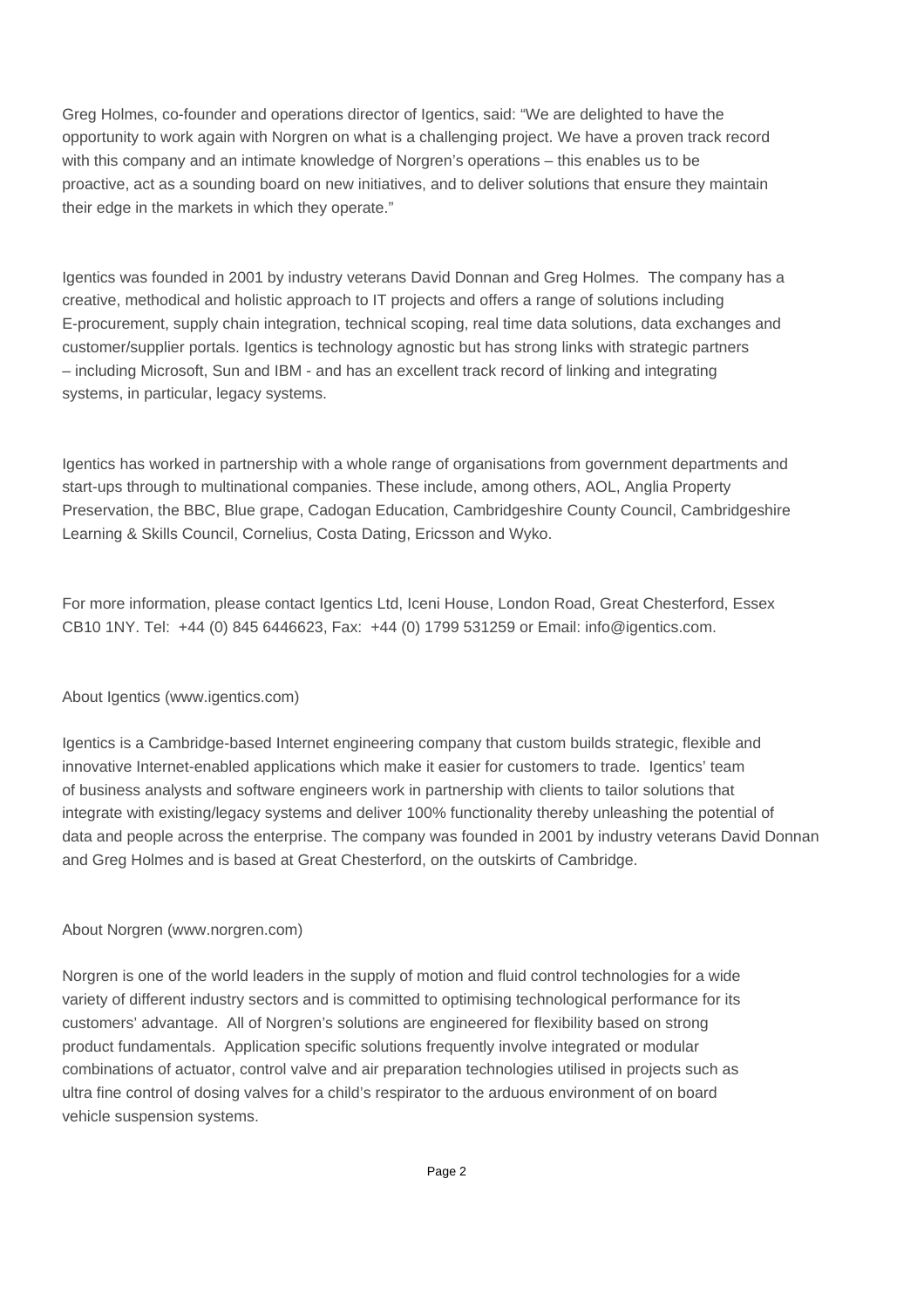Greg Holmes, co-founder and operations director of Igentics, said: "We are delighted to have the opportunity to work again with Norgren on what is a challenging project. We have a proven track record with this company and an intimate knowledge of Norgren's operations – this enables us to be proactive, act as a sounding board on new initiatives, and to deliver solutions that ensure they maintain their edge in the markets in which they operate."

Igentics was founded in 2001 by industry veterans David Donnan and Greg Holmes. The company has a creative, methodical and holistic approach to IT projects and offers a range of solutions including E-procurement, supply chain integration, technical scoping, real time data solutions, data exchanges and customer/supplier portals. Igentics is technology agnostic but has strong links with strategic partners – including Microsoft, Sun and IBM - and has an excellent track record of linking and integrating systems, in particular, legacy systems.

Igentics has worked in partnership with a whole range of organisations from government departments and start-ups through to multinational companies. These include, among others, AOL, Anglia Property Preservation, the BBC, Blue grape, Cadogan Education, Cambridgeshire County Council, Cambridgeshire Learning & Skills Council, Cornelius, Costa Dating, Ericsson and Wyko.

For more information, please contact Igentics Ltd, Iceni House, London Road, Great Chesterford, Essex CB10 1NY. Tel: +44 (0) 845 6446623, Fax: +44 (0) 1799 531259 or Email: info@igentics.com.

About Igentics (www.igentics.com)

Igentics is a Cambridge-based Internet engineering company that custom builds strategic, flexible and innovative Internet-enabled applications which make it easier for customers to trade. Igentics' team of business analysts and software engineers work in partnership with clients to tailor solutions that integrate with existing/legacy systems and deliver 100% functionality thereby unleashing the potential of data and people across the enterprise. The company was founded in 2001 by industry veterans David Donnan and Greg Holmes and is based at Great Chesterford, on the outskirts of Cambridge.

About Norgren (www.norgren.com)

Norgren is one of the world leaders in the supply of motion and fluid control technologies for a wide variety of different industry sectors and is committed to optimising technological performance for its customers' advantage. All of Norgren's solutions are engineered for flexibility based on strong product fundamentals. Application specific solutions frequently involve integrated or modular combinations of actuator, control valve and air preparation technologies utilised in projects such as ultra fine control of dosing valves for a child's respirator to the arduous environment of on board vehicle suspension systems.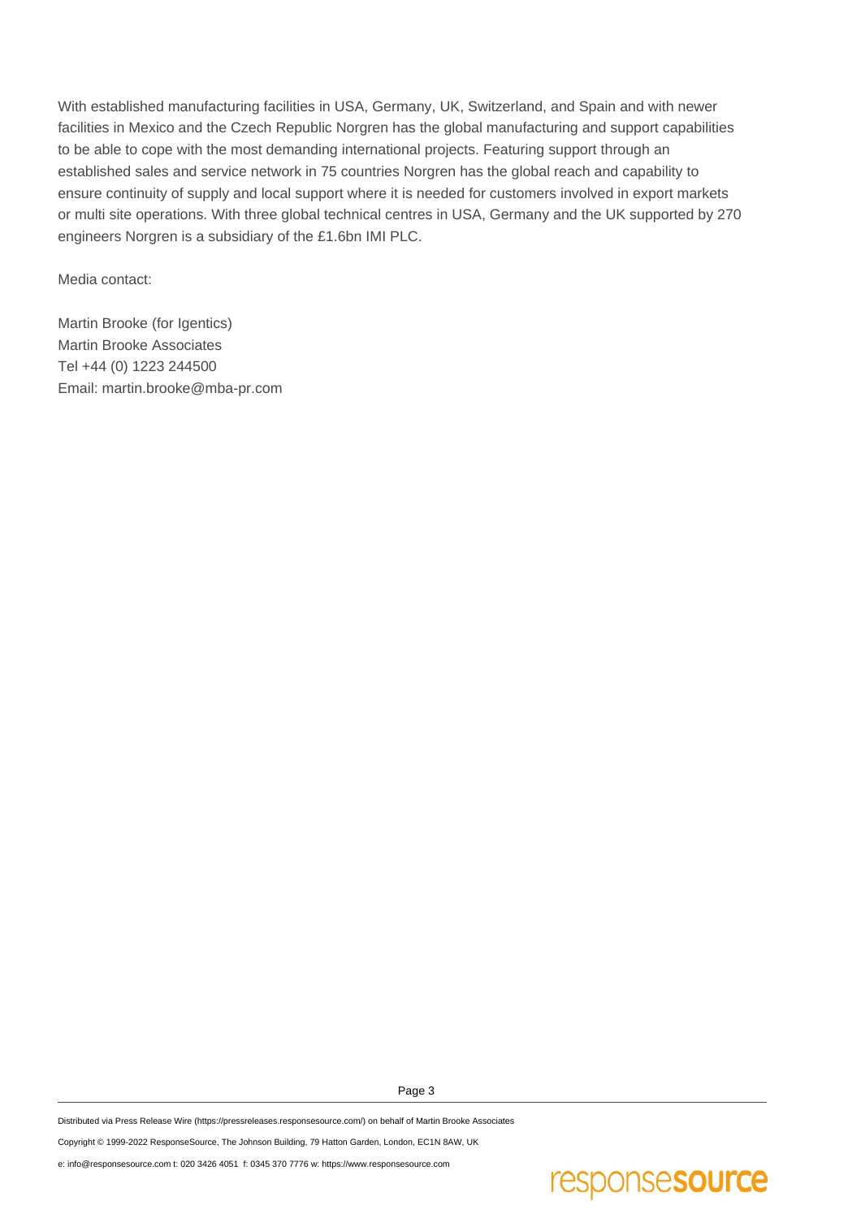With established manufacturing facilities in USA, Germany, UK, Switzerland, and Spain and with newer facilities in Mexico and the Czech Republic Norgren has the global manufacturing and support capabilities to be able to cope with the most demanding international projects. Featuring support through an established sales and service network in 75 countries Norgren has the global reach and capability to ensure continuity of supply and local support where it is needed for customers involved in export markets or multi site operations. With three global technical centres in USA, Germany and the UK supported by 270 engineers Norgren is a subsidiary of the £1.6bn IMI PLC.

Media contact:

Martin Brooke (for Igentics)
Martin Brooke Associates
Tel +44 (0) 1223 244500
Email: martin.brooke@mba-pr.com